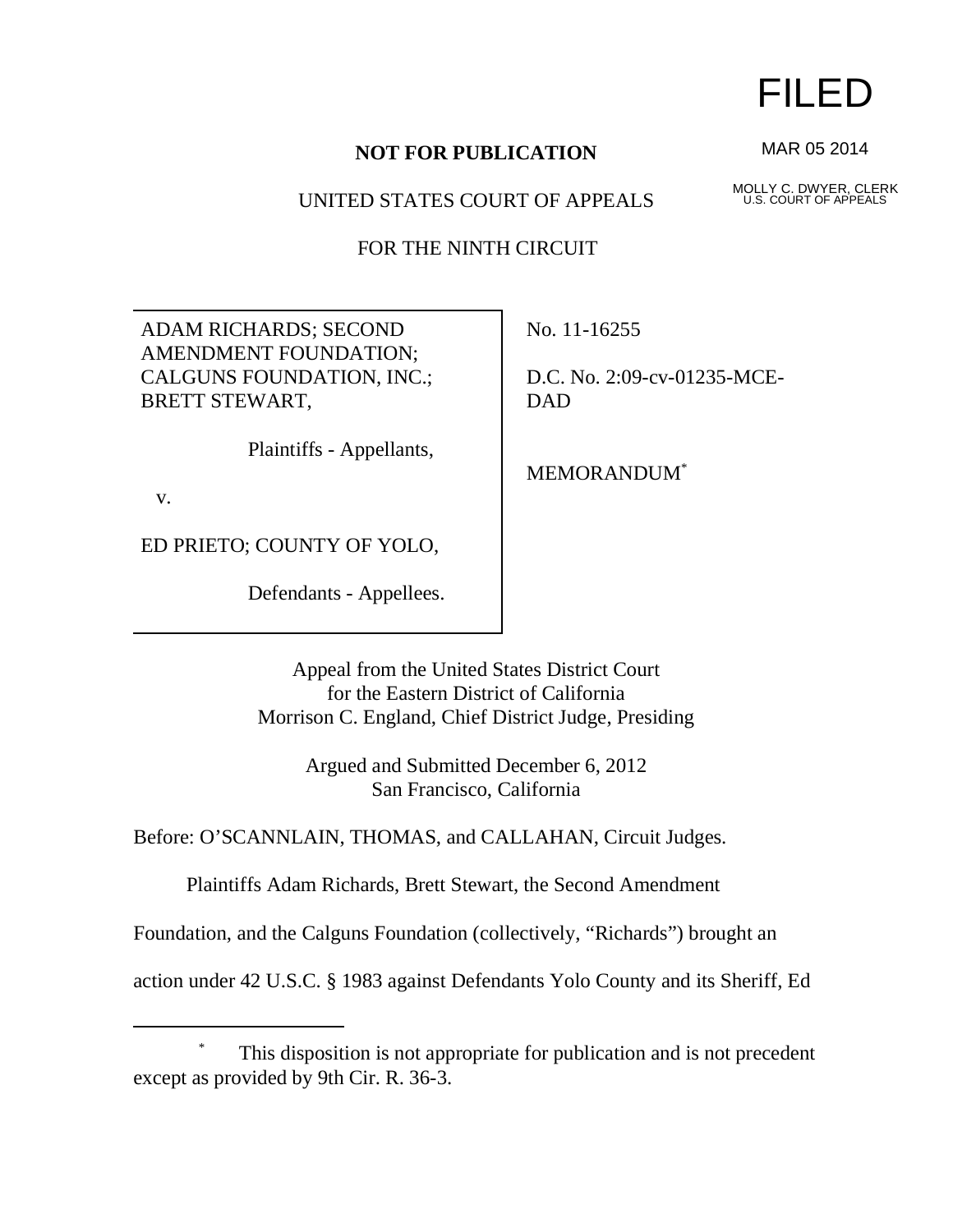FILED

MAR 05 2014

MOLLY C. DWYER, CLERK
U.S. COURT OF APPEALS

**NOT FOR PUBLICATION**

UNITED STATES COURT OF APPEALS

FOR THE NINTH CIRCUIT

| | |
|---|---|
| ADAM RICHARDS; SECOND AMENDMENT FOUNDATION; CALGUNS FOUNDATION, INC.; BRETT STEWART,<br><br>Plaintiffs - Appellants,<br><br>v.<br><br>ED PRIETO; COUNTY OF YOLO,<br><br>Defendants - Appellees. | No. 11-16255<br><br>D.C. No. 2:09-cv-01235-MCE-DAD<br><br>MEMORANDUM[*] |

Appeal from the United States District Court
for the Eastern District of California
Morrison C. England, Chief District Judge, Presiding

Argued and Submitted December 6, 2012
San Francisco, California

Before: O'SCANNLAIN, THOMAS, and CALLAHAN, Circuit Judges.

Plaintiffs Adam Richards, Brett Stewart, the Second Amendment Foundation, and the Calguns Foundation (collectively, "Richards") brought an action under 42 U.S.C. § 1983 against Defendants Yolo County and its Sheriff, Ed

---

[*] This disposition is not appropriate for publication and is not precedent except as provided by 9th Cir. R. 36-3.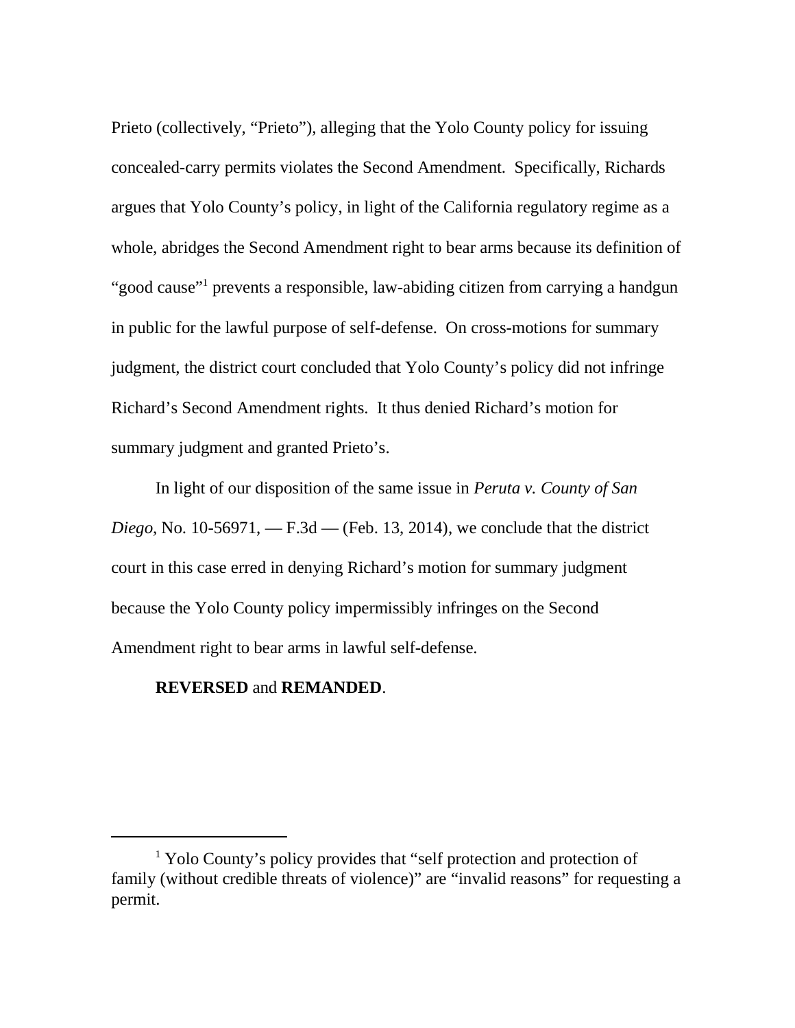Prieto (collectively, "Prieto"), alleging that the Yolo County policy for issuing concealed-carry permits violates the Second Amendment. Specifically, Richards argues that Yolo County's policy, in light of the California regulatory regime as a whole, abridges the Second Amendment right to bear arms because its definition of "good cause"[1] prevents a responsible, law-abiding citizen from carrying a handgun in public for the lawful purpose of self-defense. On cross-motions for summary judgment, the district court concluded that Yolo County's policy did not infringe Richard's Second Amendment rights. It thus denied Richard's motion for summary judgment and granted Prieto's.

In light of our disposition of the same issue in *Peruta v. County of San Diego*, No. 10-56971, — F.3d — (Feb. 13, 2014), we conclude that the district court in this case erred in denying Richard's motion for summary judgment because the Yolo County policy impermissibly infringes on the Second Amendment right to bear arms in lawful self-defense.

**REVERSED** and **REMANDED**.

---

[1] Yolo County's policy provides that "self protection and protection of family (without credible threats of violence)" are "invalid reasons" for requesting a permit.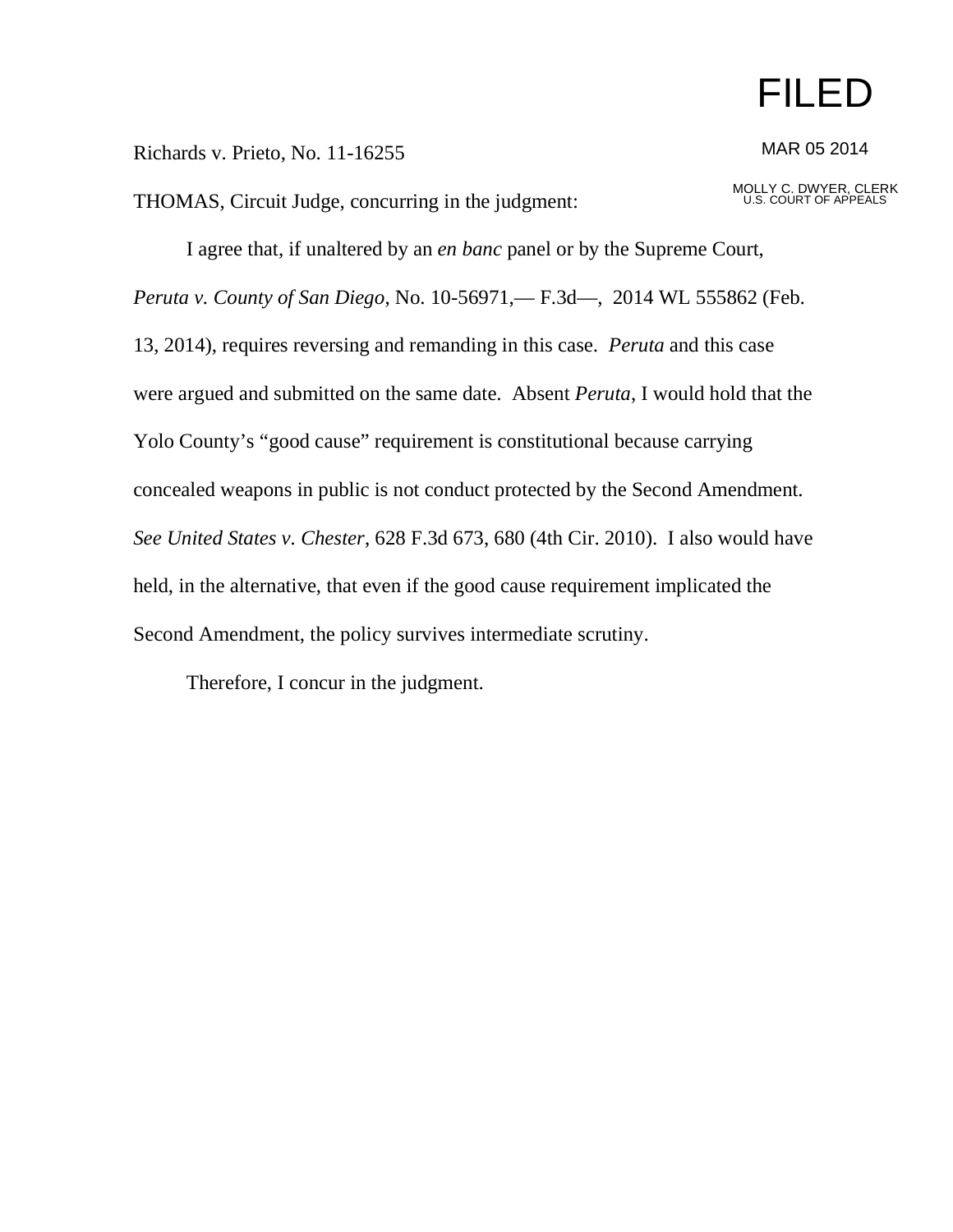FILED

MAR 05 2014

MOLLY C. DWYER, CLERK
U.S. COURT OF APPEALS

Richards v. Prieto, No. 11-16255

THOMAS, Circuit Judge, concurring in the judgment:

I agree that, if unaltered by an *en banc* panel or by the Supreme Court, *Peruta v. County of San Diego*, No. 10-56971,— F.3d—, 2014 WL 555862 (Feb. 13, 2014), requires reversing and remanding in this case. *Peruta* and this case were argued and submitted on the same date. Absent *Peruta*, I would hold that the Yolo County's "good cause" requirement is constitutional because carrying concealed weapons in public is not conduct protected by the Second Amendment. *See United States v. Chester*, 628 F.3d 673, 680 (4th Cir. 2010). I also would have held, in the alternative, that even if the good cause requirement implicated the Second Amendment, the policy survives intermediate scrutiny.

Therefore, I concur in the judgment.